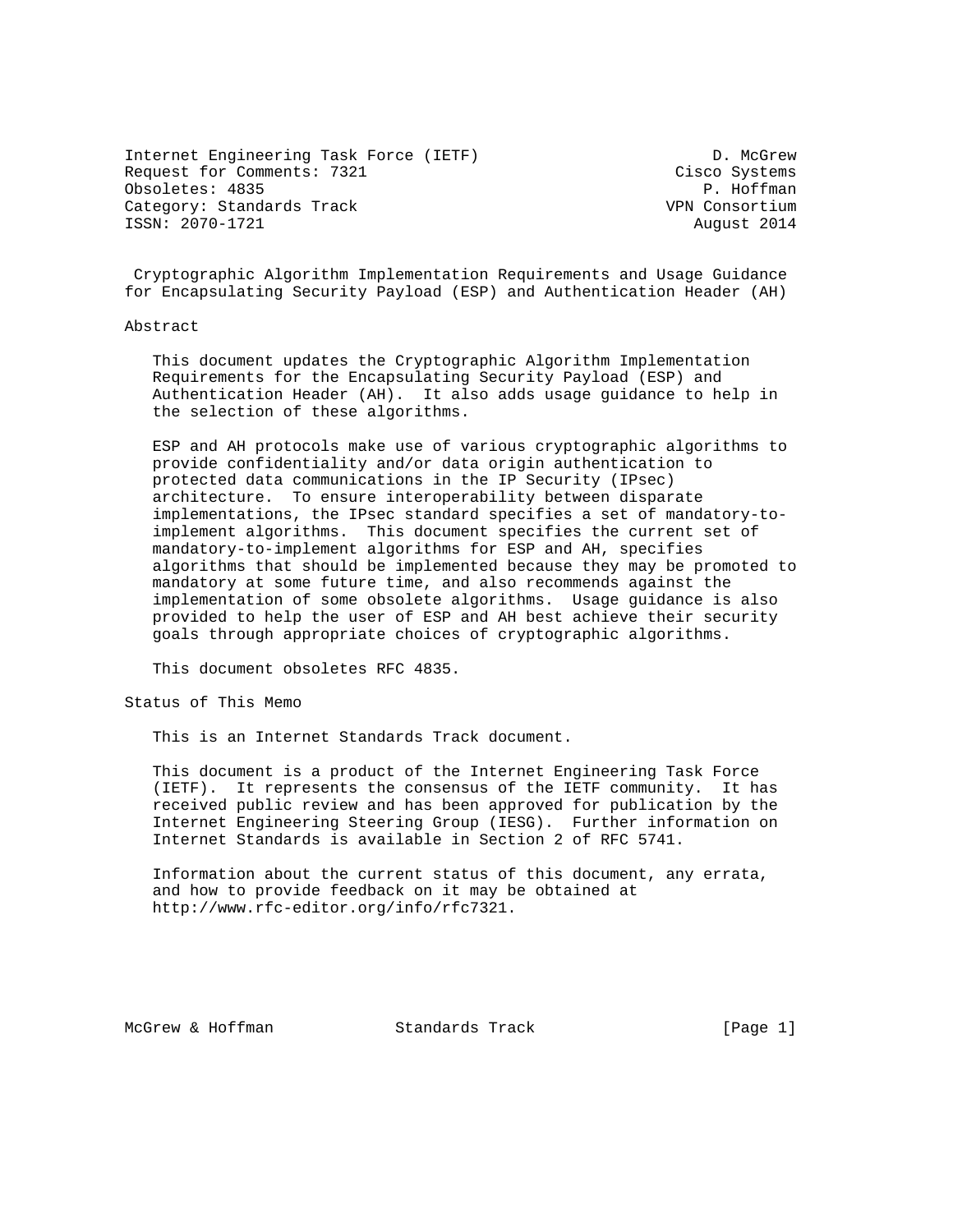Internet Engineering Task Force (IETF) — D. McGrew, Cisco Systems
Request for Comments: 7321 — P. Hoffman, VPN Consortium
Obsoletes: 4835
Category: Standards Track
ISSN: 2070-1721 — August 2014

# Cryptographic Algorithm Implementation Requirements and Usage Guidance for Encapsulating Security Payload (ESP) and Authentication Header (AH)

## Abstract

This document updates the Cryptographic Algorithm Implementation Requirements for the Encapsulating Security Payload (ESP) and Authentication Header (AH). It also adds usage guidance to help in the selection of these algorithms.

ESP and AH protocols make use of various cryptographic algorithms to provide confidentiality and/or data origin authentication to protected data communications in the IP Security (IPsec) architecture. To ensure interoperability between disparate implementations, the IPsec standard specifies a set of mandatory-to-implement algorithms. This document specifies the current set of mandatory-to-implement algorithms for ESP and AH, specifies algorithms that should be implemented because they may be promoted to mandatory at some future time, and also recommends against the implementation of some obsolete algorithms. Usage guidance is also provided to help the user of ESP and AH best achieve their security goals through appropriate choices of cryptographic algorithms.

This document obsoletes RFC 4835.

## Status of This Memo

This is an Internet Standards Track document.

This document is a product of the Internet Engineering Task Force (IETF). It represents the consensus of the IETF community. It has received public review and has been approved for publication by the Internet Engineering Steering Group (IESG). Further information on Internet Standards is available in Section 2 of RFC 5741.

Information about the current status of this document, any errata, and how to provide feedback on it may be obtained at http://www.rfc-editor.org/info/rfc7321.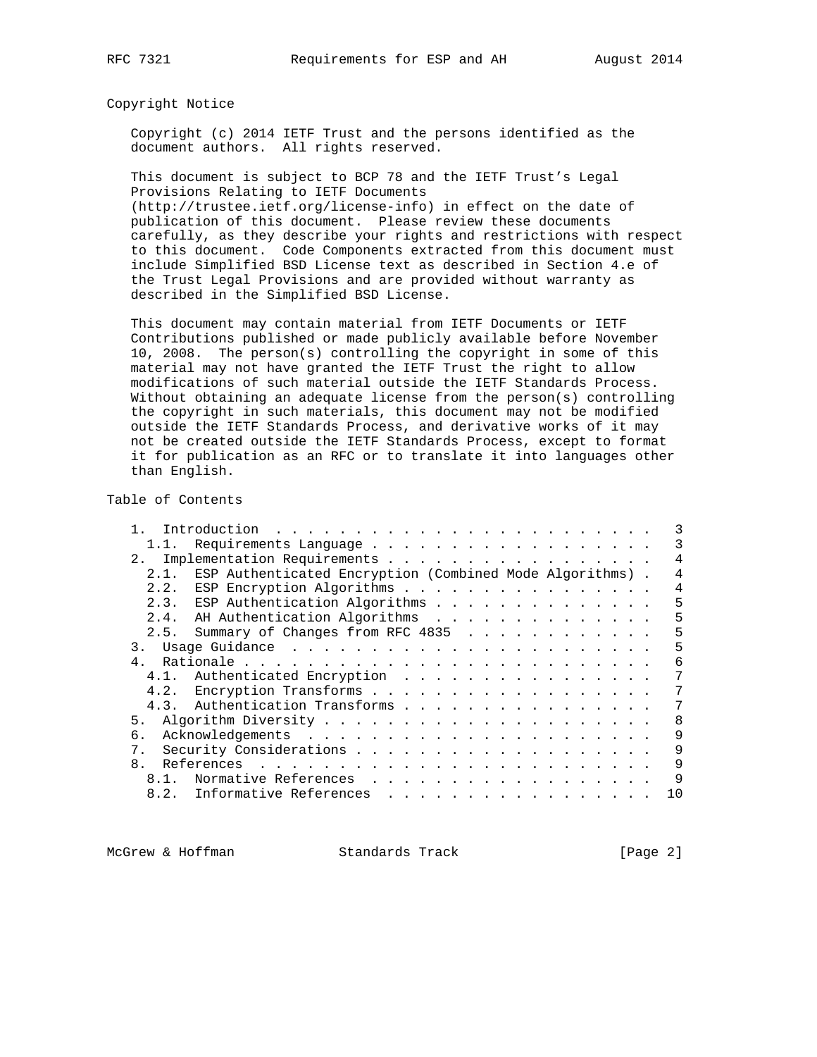## Copyright Notice

Copyright (c) 2014 IETF Trust and the persons identified as the document authors. All rights reserved.

This document is subject to BCP 78 and the IETF Trust's Legal Provisions Relating to IETF Documents (http://trustee.ietf.org/license-info) in effect on the date of publication of this document. Please review these documents carefully, as they describe your rights and restrictions with respect to this document. Code Components extracted from this document must include Simplified BSD License text as described in Section 4.e of the Trust Legal Provisions and are provided without warranty as described in the Simplified BSD License.

This document may contain material from IETF Documents or IETF Contributions published or made publicly available before November 10, 2008. The person(s) controlling the copyright in some of this material may not have granted the IETF Trust the right to allow modifications of such material outside the IETF Standards Process. Without obtaining an adequate license from the person(s) controlling the copyright in such materials, this document may not be modified outside the IETF Standards Process, and derivative works of it may not be created outside the IETF Standards Process, except to format it for publication as an RFC or to translate it into languages other than English.

## Table of Contents

```
   1.  Introduction . . . . . . . . . . . . . . . . . . . . . . . .   3
     1.1.  Requirements Language . . . . . . . . . . . . . . . . . .   3
   2.  Implementation Requirements . . . . . . . . . . . . . . . . .   4
     2.1.  ESP Authenticated Encryption (Combined Mode Algorithms) .   4
     2.2.  ESP Encryption Algorithms . . . . . . . . . . . . . . . .   4
     2.3.  ESP Authentication Algorithms . . . . . . . . . . . . . .   5
     2.4.  AH Authentication Algorithms  . . . . . . . . . . . . . .   5
     2.5.  Summary of Changes from RFC 4835  . . . . . . . . . . . .   5
   3.  Usage Guidance  . . . . . . . . . . . . . . . . . . . . . . .   5
   4.  Rationale . . . . . . . . . . . . . . . . . . . . . . . . . .   6
     4.1.  Authenticated Encryption  . . . . . . . . . . . . . . . .   7
     4.2.  Encryption Transforms . . . . . . . . . . . . . . . . . .   7
     4.3.  Authentication Transforms . . . . . . . . . . . . . . . .   7
   5.  Algorithm Diversity . . . . . . . . . . . . . . . . . . . . .   8
   6.  Acknowledgements  . . . . . . . . . . . . . . . . . . . . . .   9
   7.  Security Considerations . . . . . . . . . . . . . . . . . . .   9
   8.  References  . . . . . . . . . . . . . . . . . . . . . . . . .   9
     8.1.  Normative References  . . . . . . . . . . . . . . . . . .   9
     8.2.  Informative References  . . . . . . . . . . . . . . . . .  10
```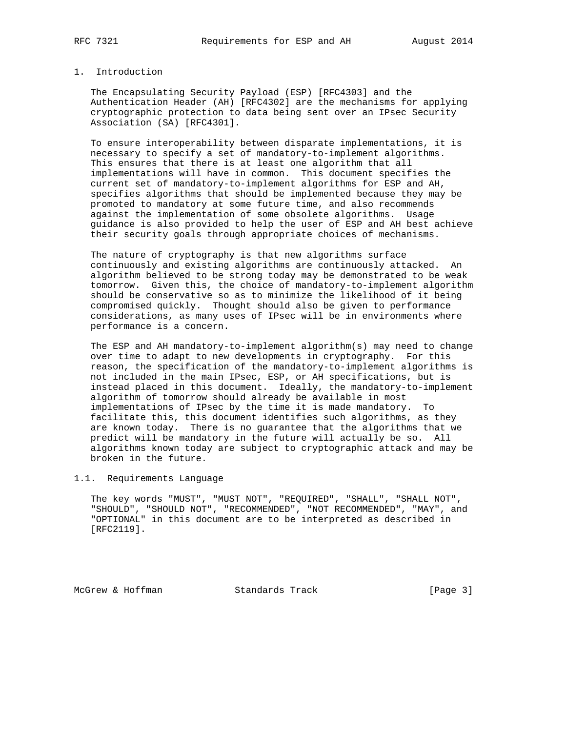# 1. Introduction

The Encapsulating Security Payload (ESP) [RFC4303] and the Authentication Header (AH) [RFC4302] are the mechanisms for applying cryptographic protection to data being sent over an IPsec Security Association (SA) [RFC4301].

To ensure interoperability between disparate implementations, it is necessary to specify a set of mandatory-to-implement algorithms. This ensures that there is at least one algorithm that all implementations will have in common. This document specifies the current set of mandatory-to-implement algorithms for ESP and AH, specifies algorithms that should be implemented because they may be promoted to mandatory at some future time, and also recommends against the implementation of some obsolete algorithms. Usage guidance is also provided to help the user of ESP and AH best achieve their security goals through appropriate choices of mechanisms.

The nature of cryptography is that new algorithms surface continuously and existing algorithms are continuously attacked. An algorithm believed to be strong today may be demonstrated to be weak tomorrow. Given this, the choice of mandatory-to-implement algorithm should be conservative so as to minimize the likelihood of it being compromised quickly. Thought should also be given to performance considerations, as many uses of IPsec will be in environments where performance is a concern.

The ESP and AH mandatory-to-implement algorithm(s) may need to change over time to adapt to new developments in cryptography. For this reason, the specification of the mandatory-to-implement algorithms is not included in the main IPsec, ESP, or AH specifications, but is instead placed in this document. Ideally, the mandatory-to-implement algorithm of tomorrow should already be available in most implementations of IPsec by the time it is made mandatory. To facilitate this, this document identifies such algorithms, as they are known today. There is no guarantee that the algorithms that we predict will be mandatory in the future will actually be so. All algorithms known today are subject to cryptographic attack and may be broken in the future.

## 1.1. Requirements Language

The key words "MUST", "MUST NOT", "REQUIRED", "SHALL", "SHALL NOT", "SHOULD", "SHOULD NOT", "RECOMMENDED", "NOT RECOMMENDED", "MAY", and "OPTIONAL" in this document are to be interpreted as described in [RFC2119].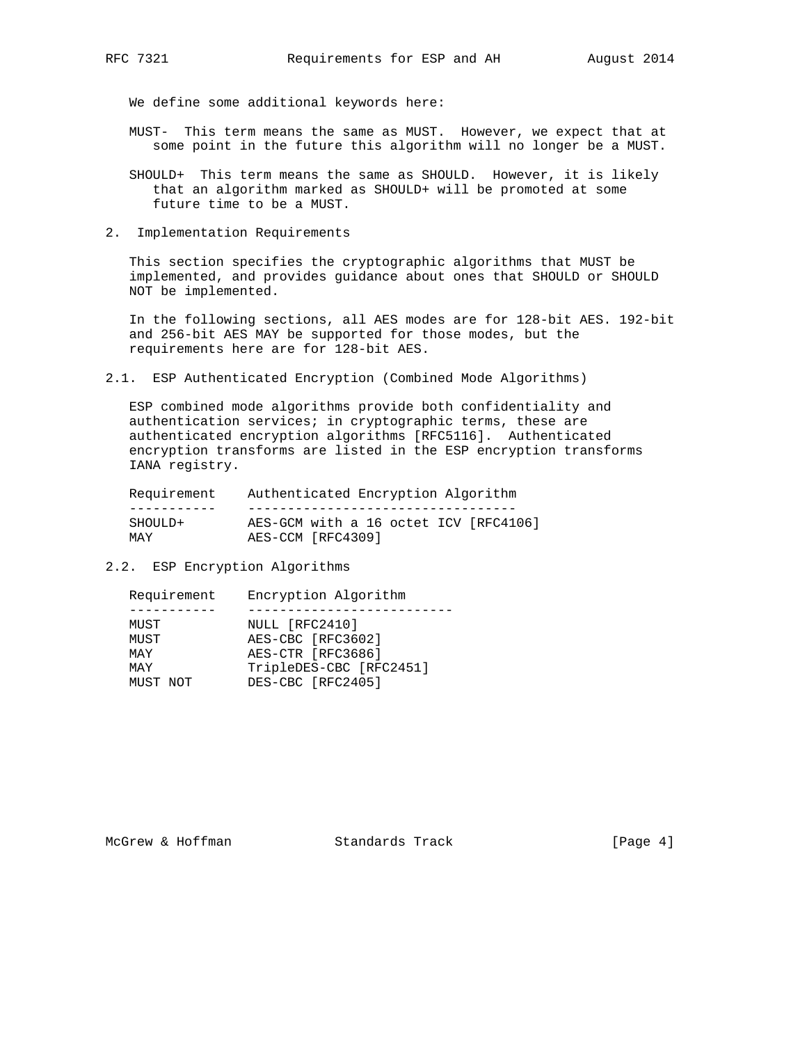We define some additional keywords here:

MUST- This term means the same as MUST. However, we expect that at some point in the future this algorithm will no longer be a MUST.

SHOULD+ This term means the same as SHOULD. However, it is likely that an algorithm marked as SHOULD+ will be promoted at some future time to be a MUST.

## 2. Implementation Requirements

This section specifies the cryptographic algorithms that MUST be implemented, and provides guidance about ones that SHOULD or SHOULD NOT be implemented.

In the following sections, all AES modes are for 128-bit AES. 192-bit and 256-bit AES MAY be supported for those modes, but the requirements here are for 128-bit AES.

### 2.1. ESP Authenticated Encryption (Combined Mode Algorithms)

ESP combined mode algorithms provide both confidentiality and authentication services; in cryptographic terms, these are authenticated encryption algorithms [RFC5116]. Authenticated encryption transforms are listed in the ESP encryption transforms IANA registry.

| Requirement | Authenticated Encryption Algorithm |
|---|---|
| SHOULD+ | AES-GCM with a 16 octet ICV [RFC4106] |
| MAY | AES-CCM [RFC4309] |

### 2.2. ESP Encryption Algorithms

| Requirement | Encryption Algorithm |
|---|---|
| MUST | NULL [RFC2410] |
| MUST | AES-CBC [RFC3602] |
| MAY | AES-CTR [RFC3686] |
| MAY | TripleDES-CBC [RFC2451] |
| MUST NOT | DES-CBC [RFC2405] |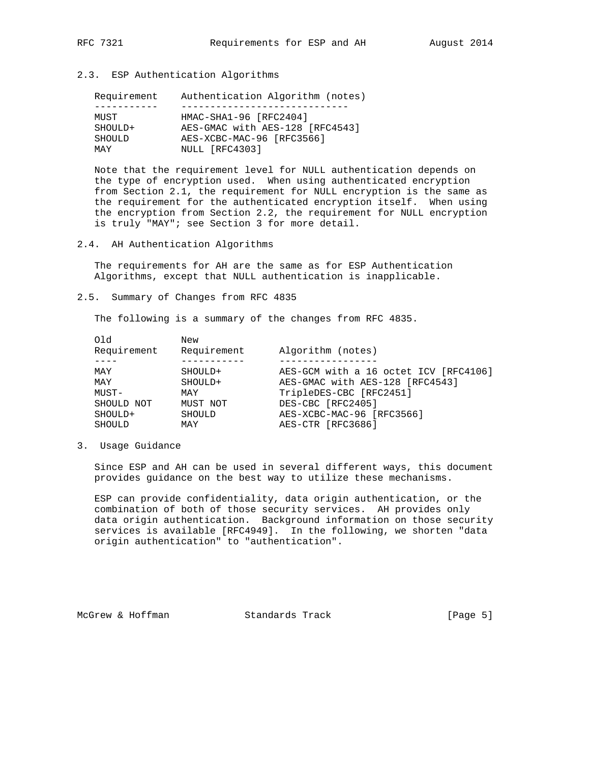## 2.3. ESP Authentication Algorithms

| Requirement | Authentication Algorithm (notes) |
| --- | --- |
| MUST | HMAC-SHA1-96 [RFC2404] |
| SHOULD+ | AES-GMAC with AES-128 [RFC4543] |
| SHOULD | AES-XCBC-MAC-96 [RFC3566] |
| MAY | NULL [RFC4303] |

Note that the requirement level for NULL authentication depends on the type of encryption used. When using authenticated encryption from Section 2.1, the requirement for NULL encryption is the same as the requirement for the authenticated encryption itself. When using the encryption from Section 2.2, the requirement for NULL encryption is truly "MAY"; see Section 3 for more detail.

## 2.4. AH Authentication Algorithms

The requirements for AH are the same as for ESP Authentication Algorithms, except that NULL authentication is inapplicable.

## 2.5. Summary of Changes from RFC 4835

The following is a summary of the changes from RFC 4835.

| Old Requirement | New Requirement | Algorithm (notes) |
| --- | --- | --- |
| MAY | SHOULD+ | AES-GCM with a 16 octet ICV [RFC4106] |
| MAY | SHOULD+ | AES-GMAC with AES-128 [RFC4543] |
| MUST- | MAY | TripleDES-CBC [RFC2451] |
| SHOULD NOT | MUST NOT | DES-CBC [RFC2405] |
| SHOULD+ | SHOULD | AES-XCBC-MAC-96 [RFC3566] |
| SHOULD | MAY | AES-CTR [RFC3686] |

# 3. Usage Guidance

Since ESP and AH can be used in several different ways, this document provides guidance on the best way to utilize these mechanisms.

ESP can provide confidentiality, data origin authentication, or the combination of both of those security services. AH provides only data origin authentication. Background information on those security services is available [RFC4949]. In the following, we shorten "data origin authentication" to "authentication".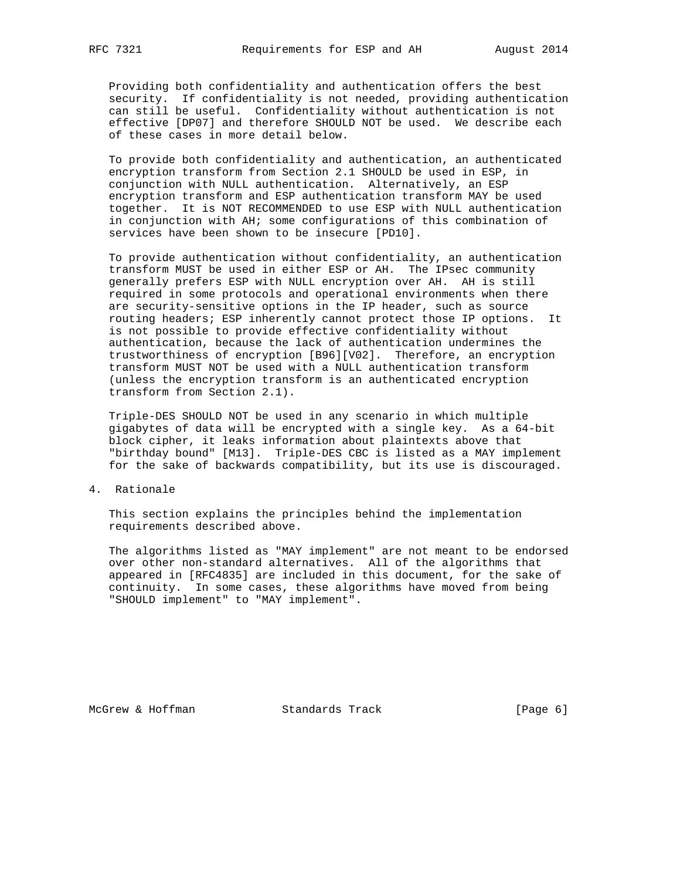Providing both confidentiality and authentication offers the best security. If confidentiality is not needed, providing authentication can still be useful. Confidentiality without authentication is not effective [DP07] and therefore SHOULD NOT be used. We describe each of these cases in more detail below.

To provide both confidentiality and authentication, an authenticated encryption transform from Section 2.1 SHOULD be used in ESP, in conjunction with NULL authentication. Alternatively, an ESP encryption transform and ESP authentication transform MAY be used together. It is NOT RECOMMENDED to use ESP with NULL authentication in conjunction with AH; some configurations of this combination of services have been shown to be insecure [PD10].

To provide authentication without confidentiality, an authentication transform MUST be used in either ESP or AH. The IPsec community generally prefers ESP with NULL encryption over AH. AH is still required in some protocols and operational environments when there are security-sensitive options in the IP header, such as source routing headers; ESP inherently cannot protect those IP options. It is not possible to provide effective confidentiality without authentication, because the lack of authentication undermines the trustworthiness of encryption [B96][V02]. Therefore, an encryption transform MUST NOT be used with a NULL authentication transform (unless the encryption transform is an authenticated encryption transform from Section 2.1).

Triple-DES SHOULD NOT be used in any scenario in which multiple gigabytes of data will be encrypted with a single key. As a 64-bit block cipher, it leaks information about plaintexts above that "birthday bound" [M13]. Triple-DES CBC is listed as a MAY implement for the sake of backwards compatibility, but its use is discouraged.

## 4. Rationale

This section explains the principles behind the implementation requirements described above.

The algorithms listed as "MAY implement" are not meant to be endorsed over other non-standard alternatives. All of the algorithms that appeared in [RFC4835] are included in this document, for the sake of continuity. In some cases, these algorithms have moved from being "SHOULD implement" to "MAY implement".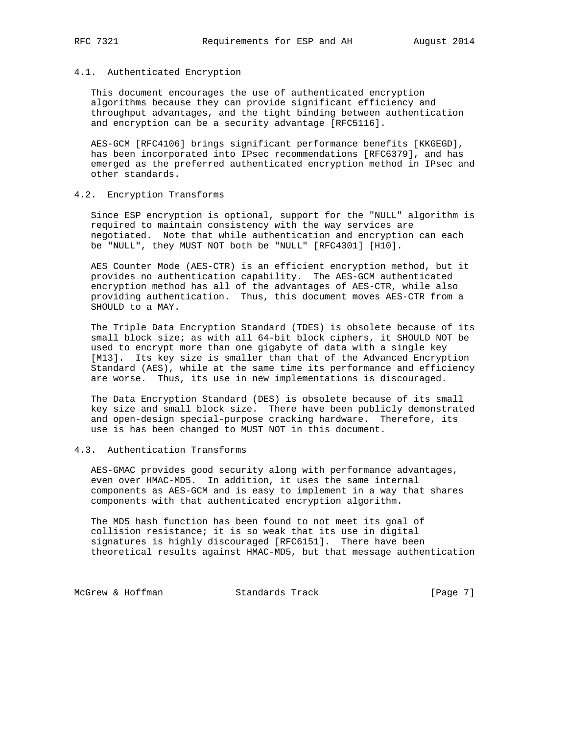### 4.1. Authenticated Encryption

This document encourages the use of authenticated encryption algorithms because they can provide significant efficiency and throughput advantages, and the tight binding between authentication and encryption can be a security advantage [RFC5116].

AES-GCM [RFC4106] brings significant performance benefits [KKGEGD], has been incorporated into IPsec recommendations [RFC6379], and has emerged as the preferred authenticated encryption method in IPsec and other standards.

### 4.2. Encryption Transforms

Since ESP encryption is optional, support for the "NULL" algorithm is required to maintain consistency with the way services are negotiated. Note that while authentication and encryption can each be "NULL", they MUST NOT both be "NULL" [RFC4301] [H10].

AES Counter Mode (AES-CTR) is an efficient encryption method, but it provides no authentication capability. The AES-GCM authenticated encryption method has all of the advantages of AES-CTR, while also providing authentication. Thus, this document moves AES-CTR from a SHOULD to a MAY.

The Triple Data Encryption Standard (TDES) is obsolete because of its small block size; as with all 64-bit block ciphers, it SHOULD NOT be used to encrypt more than one gigabyte of data with a single key [M13]. Its key size is smaller than that of the Advanced Encryption Standard (AES), while at the same time its performance and efficiency are worse. Thus, its use in new implementations is discouraged.

The Data Encryption Standard (DES) is obsolete because of its small key size and small block size. There have been publicly demonstrated and open-design special-purpose cracking hardware. Therefore, its use is has been changed to MUST NOT in this document.

### 4.3. Authentication Transforms

AES-GMAC provides good security along with performance advantages, even over HMAC-MD5. In addition, it uses the same internal components as AES-GCM and is easy to implement in a way that shares components with that authenticated encryption algorithm.

The MD5 hash function has been found to not meet its goal of collision resistance; it is so weak that its use in digital signatures is highly discouraged [RFC6151]. There have been theoretical results against HMAC-MD5, but that message authentication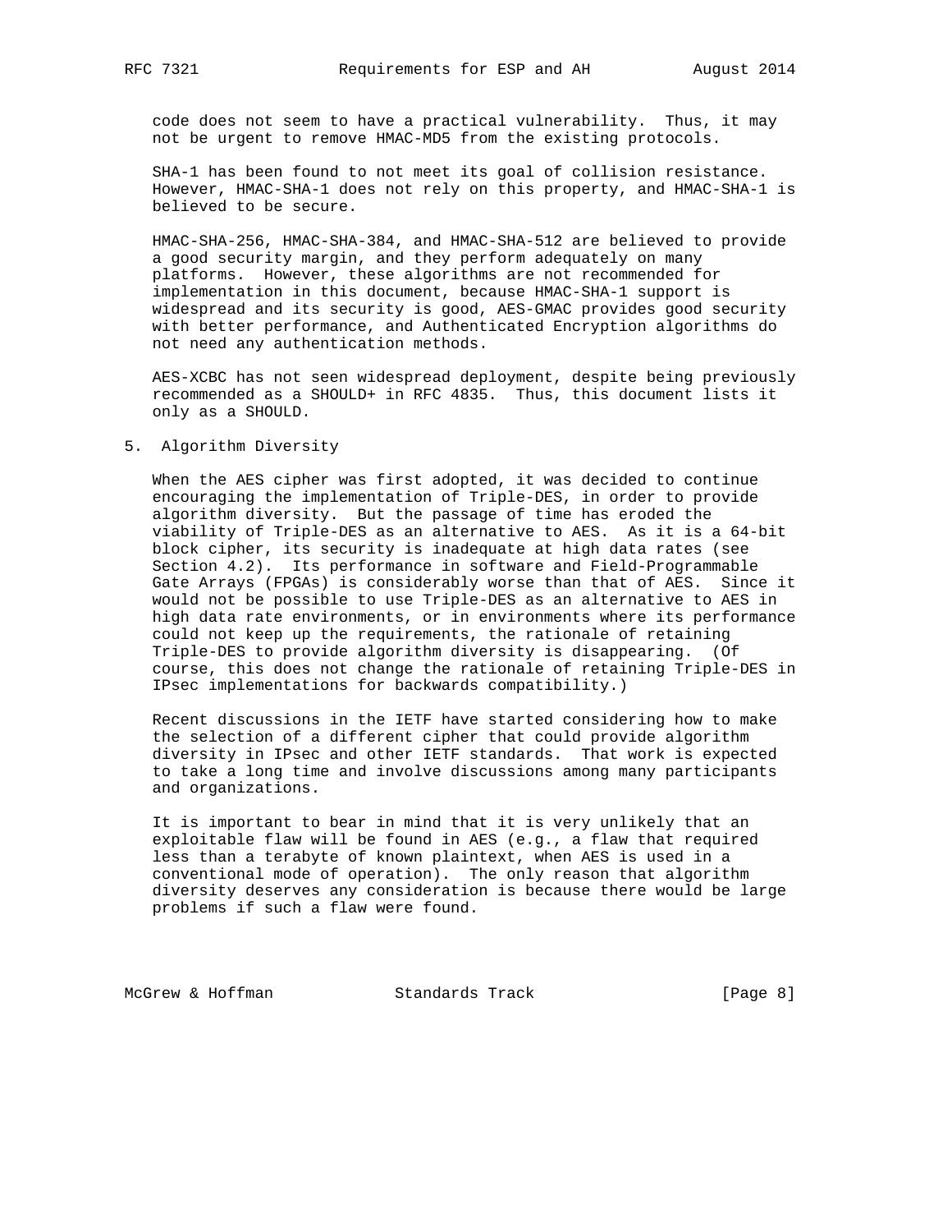code does not seem to have a practical vulnerability. Thus, it may not be urgent to remove HMAC-MD5 from the existing protocols.

SHA-1 has been found to not meet its goal of collision resistance. However, HMAC-SHA-1 does not rely on this property, and HMAC-SHA-1 is believed to be secure.

HMAC-SHA-256, HMAC-SHA-384, and HMAC-SHA-512 are believed to provide a good security margin, and they perform adequately on many platforms. However, these algorithms are not recommended for implementation in this document, because HMAC-SHA-1 support is widespread and its security is good, AES-GMAC provides good security with better performance, and Authenticated Encryption algorithms do not need any authentication methods.

AES-XCBC has not seen widespread deployment, despite being previously recommended as a SHOULD+ in RFC 4835. Thus, this document lists it only as a SHOULD.

## 5. Algorithm Diversity

When the AES cipher was first adopted, it was decided to continue encouraging the implementation of Triple-DES, in order to provide algorithm diversity. But the passage of time has eroded the viability of Triple-DES as an alternative to AES. As it is a 64-bit block cipher, its security is inadequate at high data rates (see Section 4.2). Its performance in software and Field-Programmable Gate Arrays (FPGAs) is considerably worse than that of AES. Since it would not be possible to use Triple-DES as an alternative to AES in high data rate environments, or in environments where its performance could not keep up the requirements, the rationale of retaining Triple-DES to provide algorithm diversity is disappearing. (Of course, this does not change the rationale of retaining Triple-DES in IPsec implementations for backwards compatibility.)

Recent discussions in the IETF have started considering how to make the selection of a different cipher that could provide algorithm diversity in IPsec and other IETF standards. That work is expected to take a long time and involve discussions among many participants and organizations.

It is important to bear in mind that it is very unlikely that an exploitable flaw will be found in AES (e.g., a flaw that required less than a terabyte of known plaintext, when AES is used in a conventional mode of operation). The only reason that algorithm diversity deserves any consideration is because there would be large problems if such a flaw were found.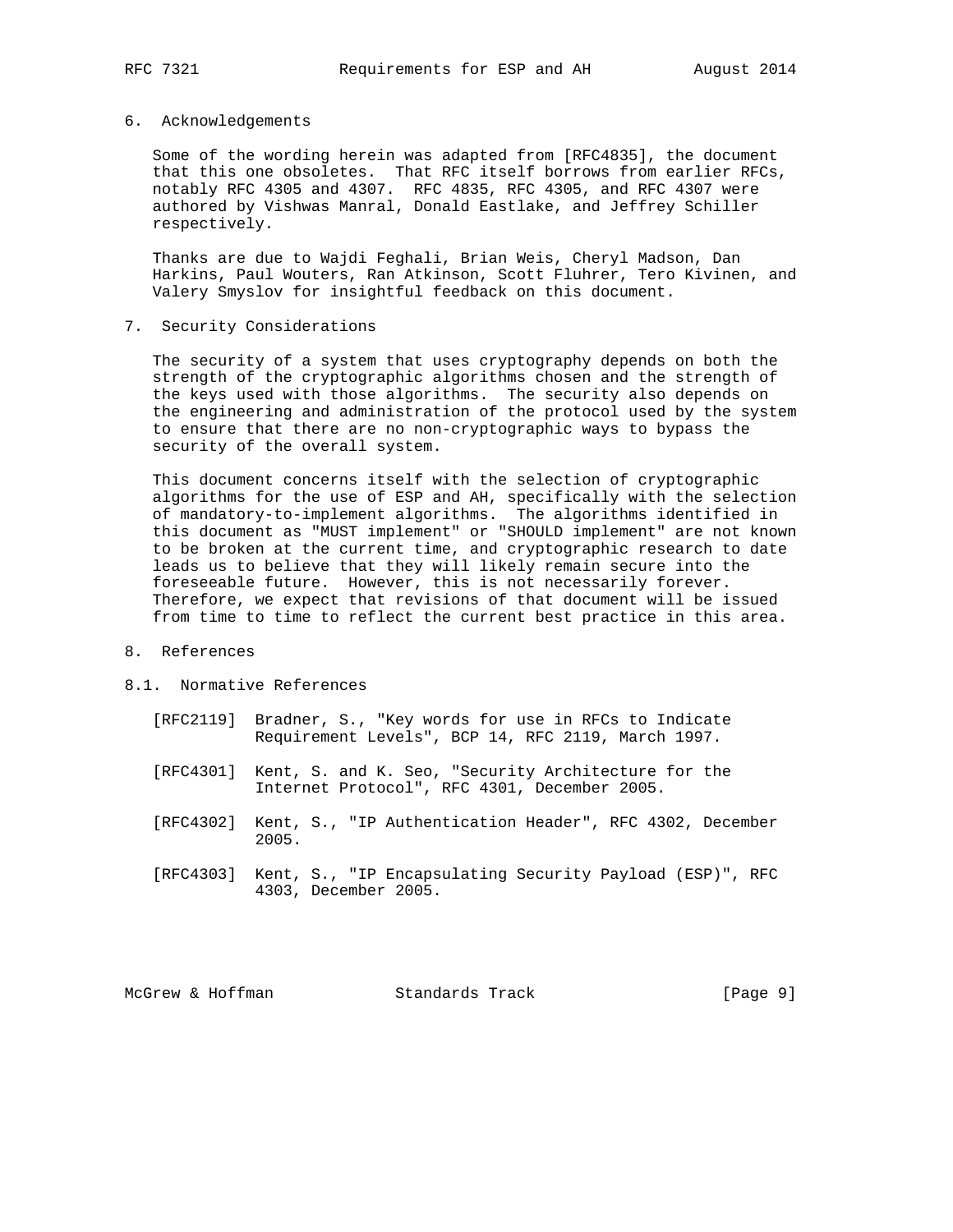## 6. Acknowledgements

Some of the wording herein was adapted from [RFC4835], the document that this one obsoletes. That RFC itself borrows from earlier RFCs, notably RFC 4305 and 4307. RFC 4835, RFC 4305, and RFC 4307 were authored by Vishwas Manral, Donald Eastlake, and Jeffrey Schiller respectively.

Thanks are due to Wajdi Feghali, Brian Weis, Cheryl Madson, Dan Harkins, Paul Wouters, Ran Atkinson, Scott Fluhrer, Tero Kivinen, and Valery Smyslov for insightful feedback on this document.

## 7. Security Considerations

The security of a system that uses cryptography depends on both the strength of the cryptographic algorithms chosen and the strength of the keys used with those algorithms. The security also depends on the engineering and administration of the protocol used by the system to ensure that there are no non-cryptographic ways to bypass the security of the overall system.

This document concerns itself with the selection of cryptographic algorithms for the use of ESP and AH, specifically with the selection of mandatory-to-implement algorithms. The algorithms identified in this document as "MUST implement" or "SHOULD implement" are not known to be broken at the current time, and cryptographic research to date leads us to believe that they will likely remain secure into the foreseeable future. However, this is not necessarily forever. Therefore, we expect that revisions of that document will be issued from time to time to reflect the current best practice in this area.

## 8. References

### 8.1. Normative References

[RFC2119] Bradner, S., "Key words for use in RFCs to Indicate Requirement Levels", BCP 14, RFC 2119, March 1997.

[RFC4301] Kent, S. and K. Seo, "Security Architecture for the Internet Protocol", RFC 4301, December 2005.

[RFC4302] Kent, S., "IP Authentication Header", RFC 4302, December 2005.

[RFC4303] Kent, S., "IP Encapsulating Security Payload (ESP)", RFC 4303, December 2005.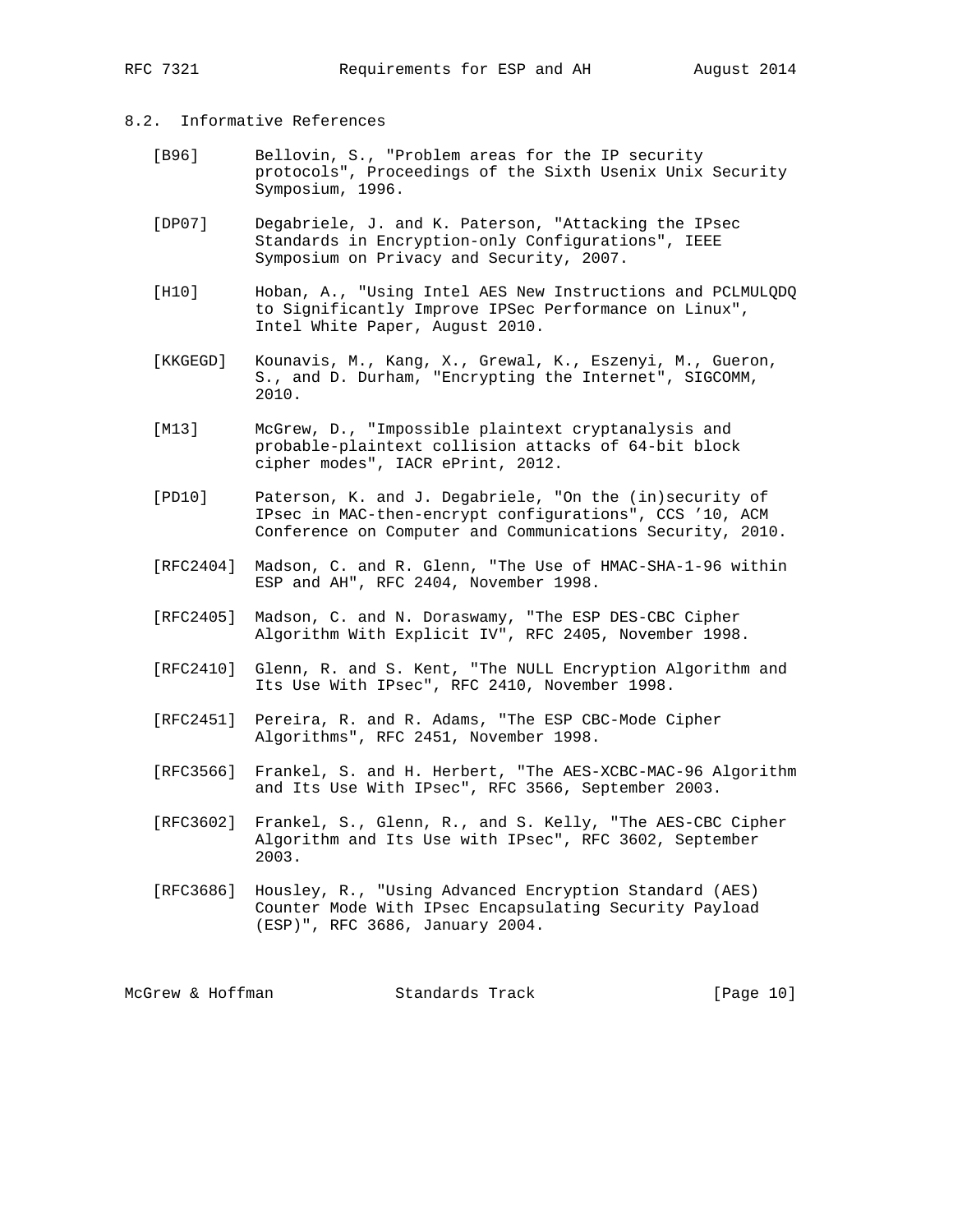### 8.2. Informative References

[B96] Bellovin, S., "Problem areas for the IP security protocols", Proceedings of the Sixth Usenix Unix Security Symposium, 1996.

[DP07] Degabriele, J. and K. Paterson, "Attacking the IPsec Standards in Encryption-only Configurations", IEEE Symposium on Privacy and Security, 2007.

[H10] Hoban, A., "Using Intel AES New Instructions and PCLMULQDQ to Significantly Improve IPSec Performance on Linux", Intel White Paper, August 2010.

[KKGEGD] Kounavis, M., Kang, X., Grewal, K., Eszenyi, M., Gueron, S., and D. Durham, "Encrypting the Internet", SIGCOMM, 2010.

[M13] McGrew, D., "Impossible plaintext cryptanalysis and probable-plaintext collision attacks of 64-bit block cipher modes", IACR ePrint, 2012.

[PD10] Paterson, K. and J. Degabriele, "On the (in)security of IPsec in MAC-then-encrypt configurations", CCS '10, ACM Conference on Computer and Communications Security, 2010.

[RFC2404] Madson, C. and R. Glenn, "The Use of HMAC-SHA-1-96 within ESP and AH", RFC 2404, November 1998.

[RFC2405] Madson, C. and N. Doraswamy, "The ESP DES-CBC Cipher Algorithm With Explicit IV", RFC 2405, November 1998.

[RFC2410] Glenn, R. and S. Kent, "The NULL Encryption Algorithm and Its Use With IPsec", RFC 2410, November 1998.

[RFC2451] Pereira, R. and R. Adams, "The ESP CBC-Mode Cipher Algorithms", RFC 2451, November 1998.

[RFC3566] Frankel, S. and H. Herbert, "The AES-XCBC-MAC-96 Algorithm and Its Use With IPsec", RFC 3566, September 2003.

[RFC3602] Frankel, S., Glenn, R., and S. Kelly, "The AES-CBC Cipher Algorithm and Its Use with IPsec", RFC 3602, September 2003.

[RFC3686] Housley, R., "Using Advanced Encryption Standard (AES) Counter Mode With IPsec Encapsulating Security Payload (ESP)", RFC 3686, January 2004.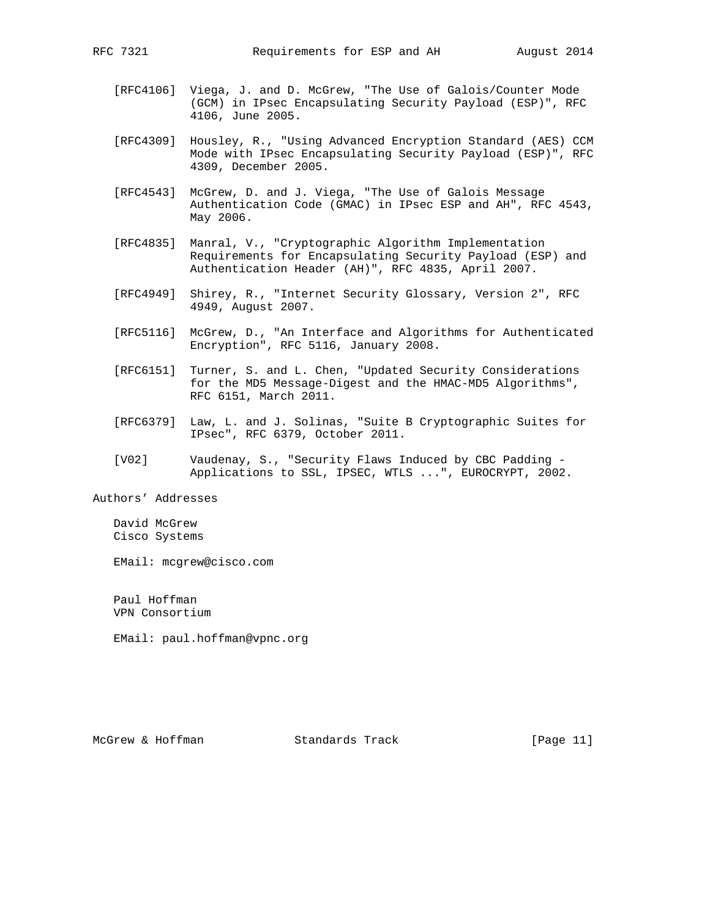[RFC4106] Viega, J. and D. McGrew, "The Use of Galois/Counter Mode (GCM) in IPsec Encapsulating Security Payload (ESP)", RFC 4106, June 2005.

[RFC4309] Housley, R., "Using Advanced Encryption Standard (AES) CCM Mode with IPsec Encapsulating Security Payload (ESP)", RFC 4309, December 2005.

[RFC4543] McGrew, D. and J. Viega, "The Use of Galois Message Authentication Code (GMAC) in IPsec ESP and AH", RFC 4543, May 2006.

[RFC4835] Manral, V., "Cryptographic Algorithm Implementation Requirements for Encapsulating Security Payload (ESP) and Authentication Header (AH)", RFC 4835, April 2007.

[RFC4949] Shirey, R., "Internet Security Glossary, Version 2", RFC 4949, August 2007.

[RFC5116] McGrew, D., "An Interface and Algorithms for Authenticated Encryption", RFC 5116, January 2008.

[RFC6151] Turner, S. and L. Chen, "Updated Security Considerations for the MD5 Message-Digest and the HMAC-MD5 Algorithms", RFC 6151, March 2011.

[RFC6379] Law, L. and J. Solinas, "Suite B Cryptographic Suites for IPsec", RFC 6379, October 2011.

[V02] Vaudenay, S., "Security Flaws Induced by CBC Padding - Applications to SSL, IPSEC, WTLS ...", EUROCRYPT, 2002.

## Authors' Addresses

David McGrew
Cisco Systems

EMail: mcgrew@cisco.com

Paul Hoffman
VPN Consortium

EMail: paul.hoffman@vpnc.org